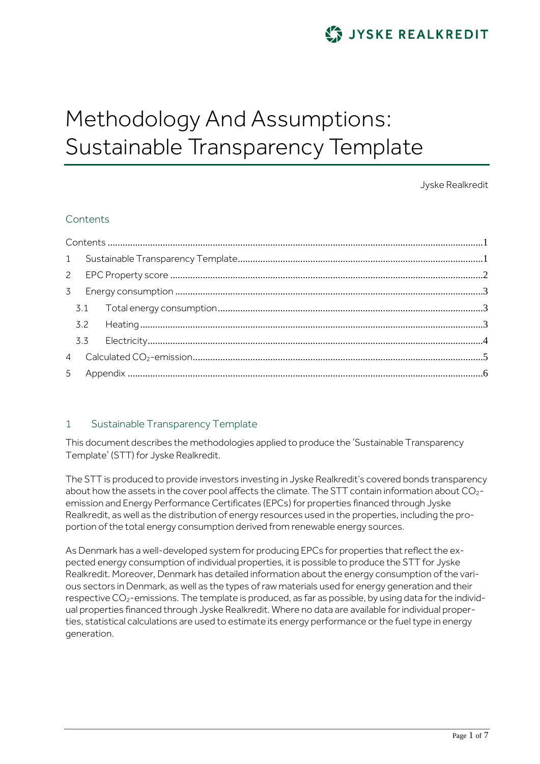# Methodology And Assumptions: Sustainable Transparency Template

Jyske Realkredit

## Contents

Contents ........ 1
1 Sustainable Transparency Template ........ 1
2 EPC Property score ........ 2
3 Energy consumption ........ 3
 3.1 Total energy consumption ........ 3
 3.2 Heating ........ 3
 3.3 Electricity ........ 4
4 Calculated $CO_2$-emission ........ 5
5 Appendix ........ 6

## 1 Sustainable Transparency Template

This document describes the methodologies applied to produce the 'Sustainable Transparency Template' (STT) for Jyske Realkredit.

The STT is produced to provide investors investing in Jyske Realkredit's covered bonds transparency about how the assets in the cover pool affects the climate. The STT contain information about $CO_2$-emission and Energy Performance Certificates (EPCs) for properties financed through Jyske Realkredit, as well as the distribution of energy resources used in the properties, including the proportion of the total energy consumption derived from renewable energy sources.

As Denmark has a well-developed system for producing EPCs for properties that reflect the expected energy consumption of individual properties, it is possible to produce the STT for Jyske Realkredit. Moreover, Denmark has detailed information about the energy consumption of the various sectors in Denmark, as well as the types of raw materials used for energy generation and their respective $CO_2$-emissions. The template is produced, as far as possible, by using data for the individual properties financed through Jyske Realkredit. Where no data are available for individual properties, statistical calculations are used to estimate its energy performance or the fuel type in energy generation.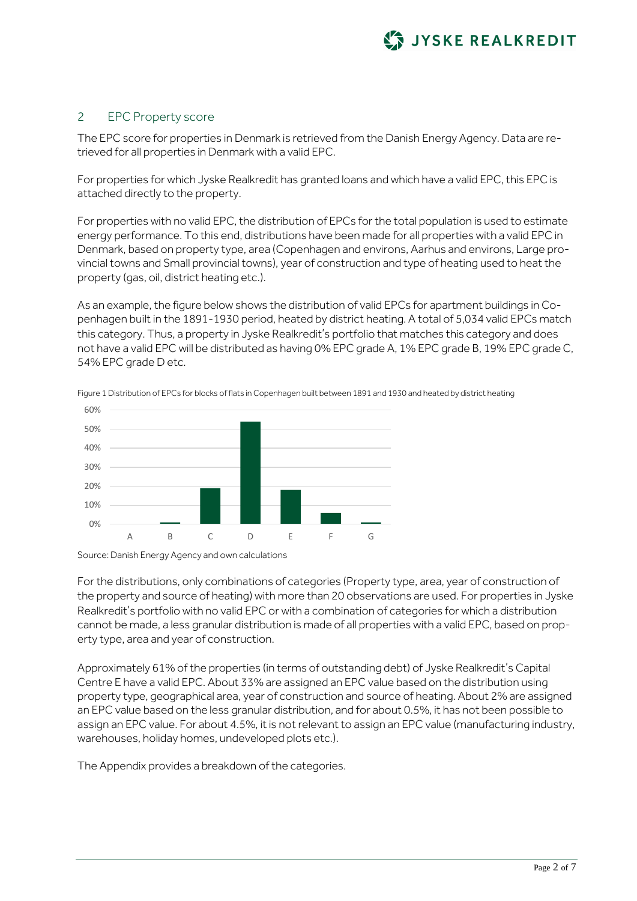## 2 EPC Property score

The EPC score for properties in Denmark is retrieved from the Danish Energy Agency. Data are retrieved for all properties in Denmark with a valid EPC.

For properties for which Jyske Realkredit has granted loans and which have a valid EPC, this EPC is attached directly to the property.

For properties with no valid EPC, the distribution of EPCs for the total population is used to estimate energy performance. To this end, distributions have been made for all properties with a valid EPC in Denmark, based on property type, area (Copenhagen and environs, Aarhus and environs, Large provincial towns and Small provincial towns), year of construction and type of heating used to heat the property (gas, oil, district heating etc.).

As an example, the figure below shows the distribution of valid EPCs for apartment buildings in Copenhagen built in the 1891-1930 period, heated by district heating. A total of 5,034 valid EPCs match this category. Thus, a property in Jyske Realkredit's portfolio that matches this category and does not have a valid EPC will be distributed as having 0% EPC grade A, 1% EPC grade B, 19% EPC grade C, 54% EPC grade D etc.

Figure 1 Distribution of EPCs for blocks of flats in Copenhagen built between 1891 and 1930 and heated by district heating

Source: Danish Energy Agency and own calculations

For the distributions, only combinations of categories (Property type, area, year of construction of the property and source of heating) with more than 20 observations are used. For properties in Jyske Realkredit's portfolio with no valid EPC or with a combination of categories for which a distribution cannot be made, a less granular distribution is made of all properties with a valid EPC, based on property type, area and year of construction.

Approximately 61% of the properties (in terms of outstanding debt) of Jyske Realkredit's Capital Centre E have a valid EPC. About 33% are assigned an EPC value based on the distribution using property type, geographical area, year of construction and source of heating. About 2% are assigned an EPC value based on the less granular distribution, and for about 0.5%, it has not been possible to assign an EPC value. For about 4.5%, it is not relevant to assign an EPC value (manufacturing industry, warehouses, holiday homes, undeveloped plots etc.).

The Appendix provides a breakdown of the categories.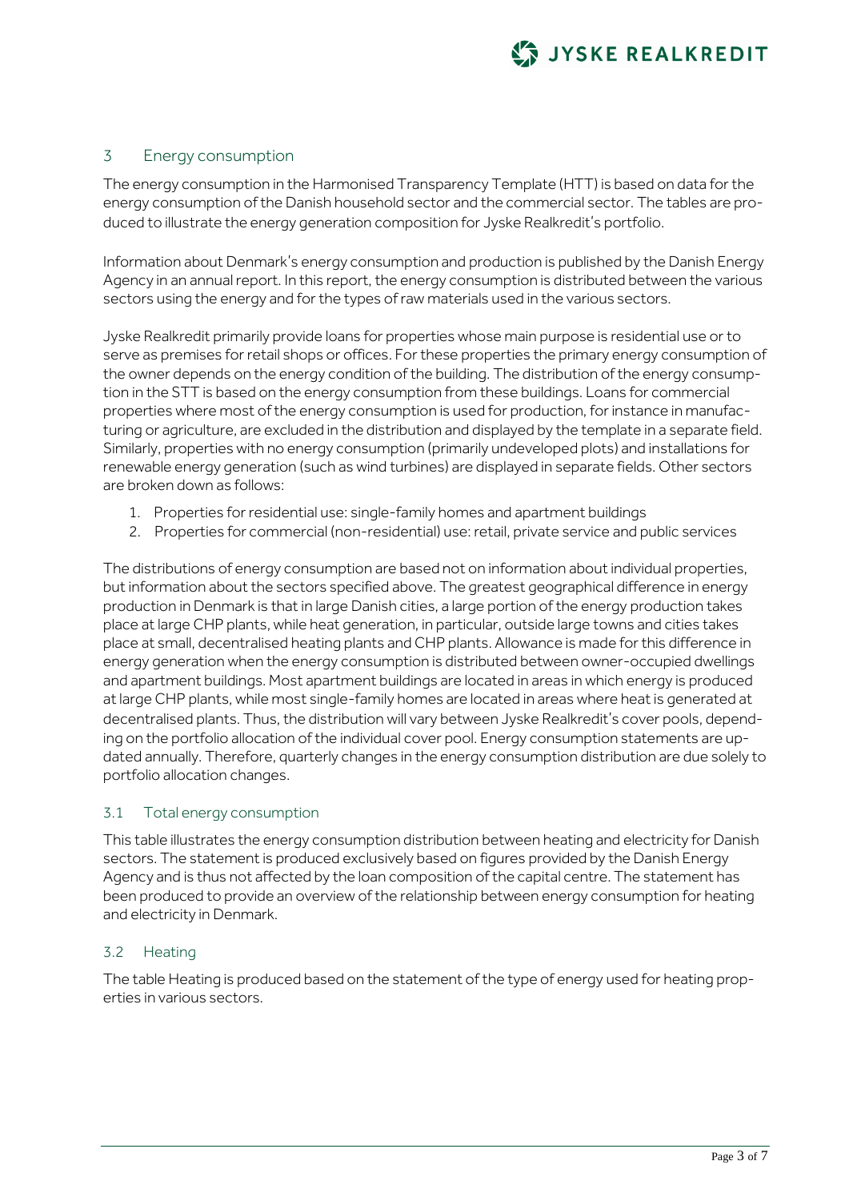## 3 Energy consumption

The energy consumption in the Harmonised Transparency Template (HTT) is based on data for the energy consumption of the Danish household sector and the commercial sector. The tables are produced to illustrate the energy generation composition for Jyske Realkredit's portfolio.

Information about Denmark's energy consumption and production is published by the Danish Energy Agency in an annual report. In this report, the energy consumption is distributed between the various sectors using the energy and for the types of raw materials used in the various sectors.

Jyske Realkredit primarily provide loans for properties whose main purpose is residential use or to serve as premises for retail shops or offices. For these properties the primary energy consumption of the owner depends on the energy condition of the building. The distribution of the energy consumption in the STT is based on the energy consumption from these buildings. Loans for commercial properties where most of the energy consumption is used for production, for instance in manufacturing or agriculture, are excluded in the distribution and displayed by the template in a separate field. Similarly, properties with no energy consumption (primarily undeveloped plots) and installations for renewable energy generation (such as wind turbines) are displayed in separate fields. Other sectors are broken down as follows:

1. Properties for residential use: single-family homes and apartment buildings
2. Properties for commercial (non-residential) use: retail, private service and public services

The distributions of energy consumption are based not on information about individual properties, but information about the sectors specified above. The greatest geographical difference in energy production in Denmark is that in large Danish cities, a large portion of the energy production takes place at large CHP plants, while heat generation, in particular, outside large towns and cities takes place at small, decentralised heating plants and CHP plants. Allowance is made for this difference in energy generation when the energy consumption is distributed between owner-occupied dwellings and apartment buildings. Most apartment buildings are located in areas in which energy is produced at large CHP plants, while most single-family homes are located in areas where heat is generated at decentralised plants. Thus, the distribution will vary between Jyske Realkredit's cover pools, depending on the portfolio allocation of the individual cover pool. Energy consumption statements are updated annually. Therefore, quarterly changes in the energy consumption distribution are due solely to portfolio allocation changes.

### 3.1 Total energy consumption

This table illustrates the energy consumption distribution between heating and electricity for Danish sectors. The statement is produced exclusively based on figures provided by the Danish Energy Agency and is thus not affected by the loan composition of the capital centre. The statement has been produced to provide an overview of the relationship between energy consumption for heating and electricity in Denmark.

### 3.2 Heating

The table Heating is produced based on the statement of the type of energy used for heating properties in various sectors.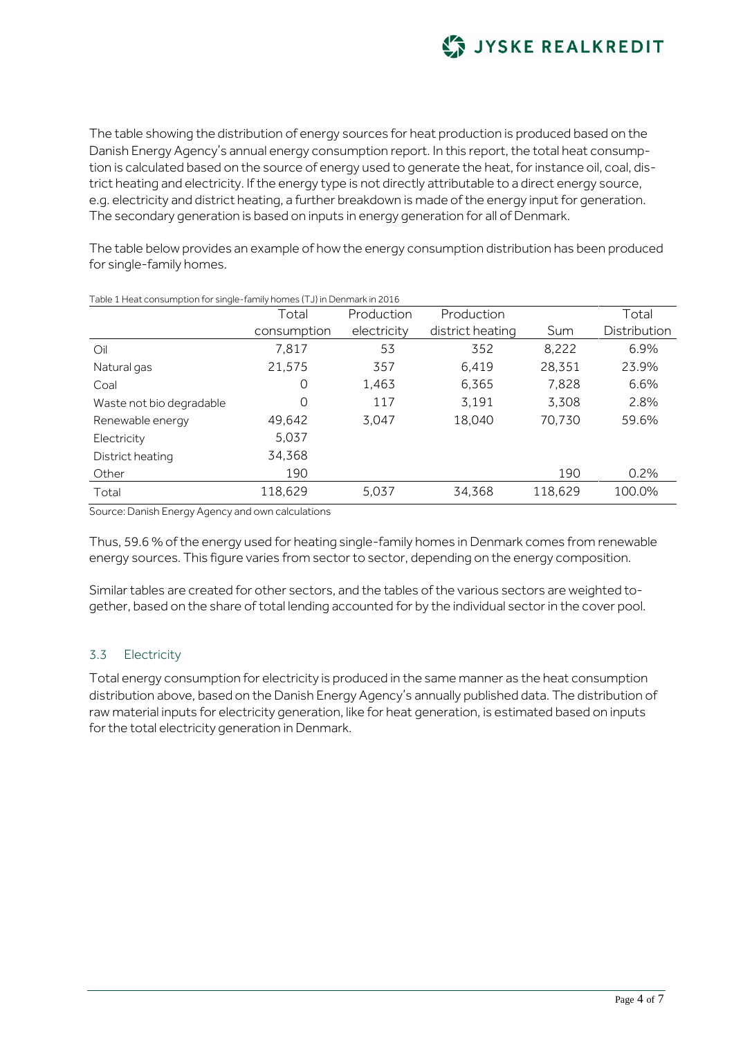The table showing the distribution of energy sources for heat production is produced based on the Danish Energy Agency's annual energy consumption report. In this report, the total heat consumption is calculated based on the source of energy used to generate the heat, for instance oil, coal, district heating and electricity. If the energy type is not directly attributable to a direct energy source, e.g. electricity and district heating, a further breakdown is made of the energy input for generation. The secondary generation is based on inputs in energy generation for all of Denmark.

The table below provides an example of how the energy consumption distribution has been produced for single-family homes.

Table 1 Heat consumption for single-family homes (TJ) in Denmark in 2016

| | Total consumption | Production electricity | Production district heating | Sum | Total Distribution |
|---|---|---|---|---|---|
| Oil | 7,817 | 53 | 352 | 8,222 | 6.9% |
| Natural gas | 21,575 | 357 | 6,419 | 28,351 | 23.9% |
| Coal | 0 | 1,463 | 6,365 | 7,828 | 6.6% |
| Waste not bio degradable | 0 | 117 | 3,191 | 3,308 | 2.8% |
| Renewable energy | 49,642 | 3,047 | 18,040 | 70,730 | 59.6% |
| Electricity | 5,037 | | | | |
| District heating | 34,368 | | | | |
| Other | 190 | | | 190 | 0.2% |
| Total | 118,629 | 5,037 | 34,368 | 118,629 | 100.0% |

Source: Danish Energy Agency and own calculations

Thus, 59.6 % of the energy used for heating single-family homes in Denmark comes from renewable energy sources. This figure varies from sector to sector, depending on the energy composition.

Similar tables are created for other sectors, and the tables of the various sectors are weighted together, based on the share of total lending accounted for by the individual sector in the cover pool.

### 3.3 Electricity

Total energy consumption for electricity is produced in the same manner as the heat consumption distribution above, based on the Danish Energy Agency's annually published data. The distribution of raw material inputs for electricity generation, like for heat generation, is estimated based on inputs for the total electricity generation in Denmark.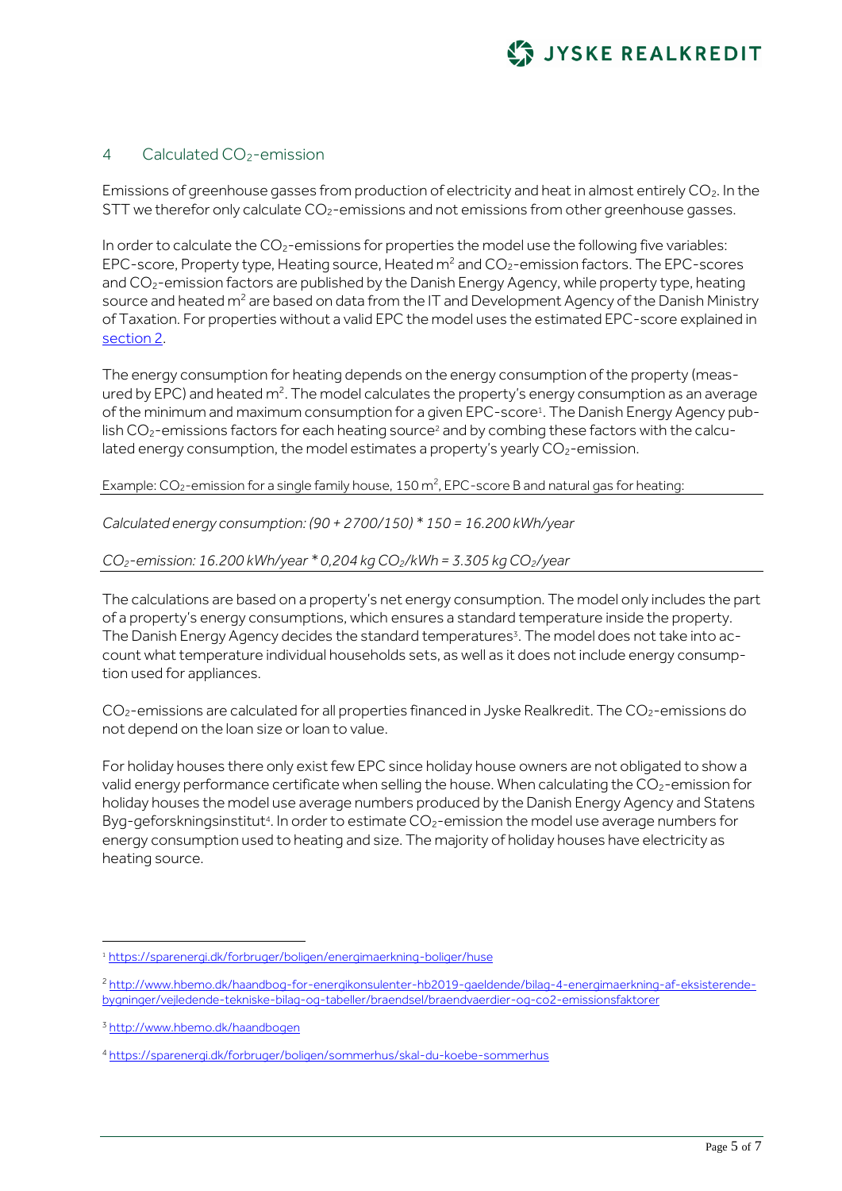## 4 Calculated $CO_2$-emission

Emissions of greenhouse gasses from production of electricity and heat in almost entirely $CO_2$. In the STT we therefor only calculate $CO_2$-emissions and not emissions from other greenhouse gasses.

In order to calculate the $CO_2$-emissions for properties the model use the following five variables: EPC-score, Property type, Heating source, Heated $m^2$ and $CO_2$-emission factors. The EPC-scores and $CO_2$-emission factors are published by the Danish Energy Agency, while property type, heating source and heated $m^2$ are based on data from the IT and Development Agency of the Danish Ministry of Taxation. For properties without a valid EPC the model uses the estimated EPC-score explained in section 2.

The energy consumption for heating depends on the energy consumption of the property (measured by EPC) and heated $m^2$. The model calculates the property's energy consumption as an average of the minimum and maximum consumption for a given EPC-score[1]. The Danish Energy Agency publish $CO_2$-emissions factors for each heating source[2] and by combing these factors with the calculated energy consumption, the model estimates a property's yearly $CO_2$-emission.

Example: $CO_2$-emission for a single family house, 150 $m^2$, EPC-score B and natural gas for heating:

*Calculated energy consumption: (90 + 2700/150) * 150 = 16.200 kWh/year*

*$CO_2$-emission: 16.200 kWh/year * 0,204 kg $CO_2$/kWh = 3.305 kg $CO_2$/year*

The calculations are based on a property's net energy consumption. The model only includes the part of a property's energy consumptions, which ensures a standard temperature inside the property. The Danish Energy Agency decides the standard temperatures[3]. The model does not take into account what temperature individual households sets, as well as it does not include energy consumption used for appliances.

$CO_2$-emissions are calculated for all properties financed in Jyske Realkredit. The $CO_2$-emissions do not depend on the loan size or loan to value.

For holiday houses there only exist few EPC since holiday house owners are not obligated to show a valid energy performance certificate when selling the house. When calculating the $CO_2$-emission for holiday houses the model use average numbers produced by the Danish Energy Agency and Statens Byg-geforskningsinstitut[4]. In order to estimate $CO_2$-emission the model use average numbers for energy consumption used to heating and size. The majority of holiday houses have electricity as heating source.

---

[1] https://sparenergi.dk/forbruger/boligen/energimaerkning-boliger/huse

[2] http://www.hbemo.dk/haandbog-for-energikonsulenter-hb2019-gaeldende/bilag-4-energimaerkning-af-eksisterende-bygninger/vejledende-tekniske-bilag-og-tabeller/braendsel/braendvaerdier-og-co2-emissionsfaktorer

[3] http://www.hbemo.dk/haandbogen

[4] https://sparenergi.dk/forbruger/boligen/sommerhus/skal-du-koebe-sommerhus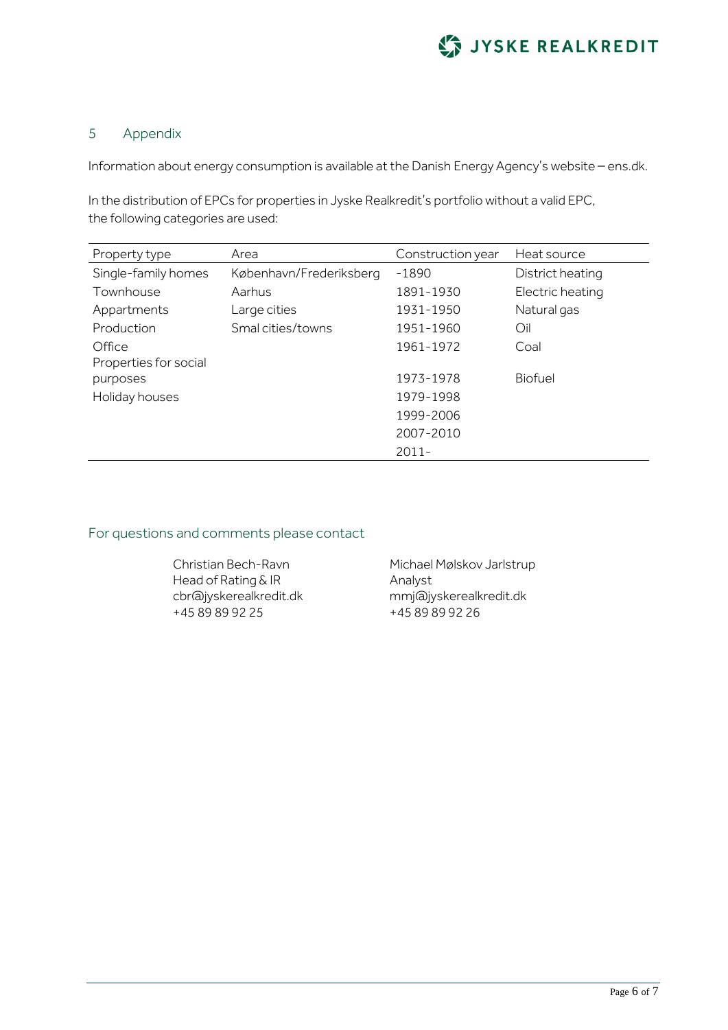## 5 Appendix

Information about energy consumption is available at the Danish Energy Agency's website – ens.dk.

In the distribution of EPCs for properties in Jyske Realkredit's portfolio without a valid EPC, the following categories are used:

| Property type | Area | Construction year | Heat source |
|---|---|---|---|
| Single-family homes | København/Frederiksberg | -1890 | District heating |
| Townhouse | Aarhus | 1891-1930 | Electric heating |
| Appartments | Large cities | 1931-1950 | Natural gas |
| Production | Smal cities/towns | 1951-1960 | Oil |
| Office | | 1961-1972 | Coal |
| Properties for social purposes | | 1973-1978 | Biofuel |
| Holiday houses | | 1979-1998 | |
| | | 1999-2006 | |
| | | 2007-2010 | |
| | | 2011- | |

### For questions and comments please contact

Christian Bech-Ravn
Head of Rating & IR
cbr@jyskerealkredit.dk
+45 89 89 92 25

Michael Mølskov Jarlstrup
Analyst
mmj@jyskerealkredit.dk
+45 89 89 92 26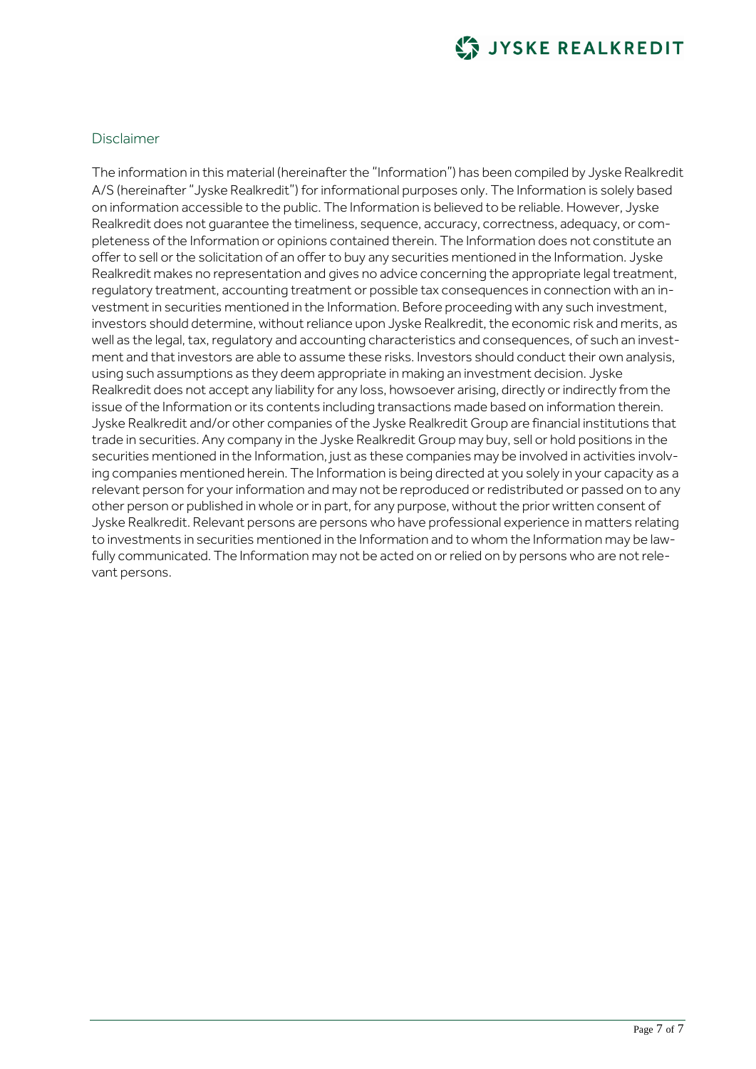## Disclaimer

The information in this material (hereinafter the "Information") has been compiled by Jyske Realkredit A/S (hereinafter "Jyske Realkredit") for informational purposes only. The Information is solely based on information accessible to the public. The Information is believed to be reliable. However, Jyske Realkredit does not guarantee the timeliness, sequence, accuracy, correctness, adequacy, or completeness of the Information or opinions contained therein. The Information does not constitute an offer to sell or the solicitation of an offer to buy any securities mentioned in the Information. Jyske Realkredit makes no representation and gives no advice concerning the appropriate legal treatment, regulatory treatment, accounting treatment or possible tax consequences in connection with an investment in securities mentioned in the Information. Before proceeding with any such investment, investors should determine, without reliance upon Jyske Realkredit, the economic risk and merits, as well as the legal, tax, regulatory and accounting characteristics and consequences, of such an investment and that investors are able to assume these risks. Investors should conduct their own analysis, using such assumptions as they deem appropriate in making an investment decision. Jyske Realkredit does not accept any liability for any loss, howsoever arising, directly or indirectly from the issue of the Information or its contents including transactions made based on information therein. Jyske Realkredit and/or other companies of the Jyske Realkredit Group are financial institutions that trade in securities. Any company in the Jyske Realkredit Group may buy, sell or hold positions in the securities mentioned in the Information, just as these companies may be involved in activities involving companies mentioned herein. The Information is being directed at you solely in your capacity as a relevant person for your information and may not be reproduced or redistributed or passed on to any other person or published in whole or in part, for any purpose, without the prior written consent of Jyske Realkredit. Relevant persons are persons who have professional experience in matters relating to investments in securities mentioned in the Information and to whom the Information may be lawfully communicated. The Information may not be acted on or relied on by persons who are not relevant persons.